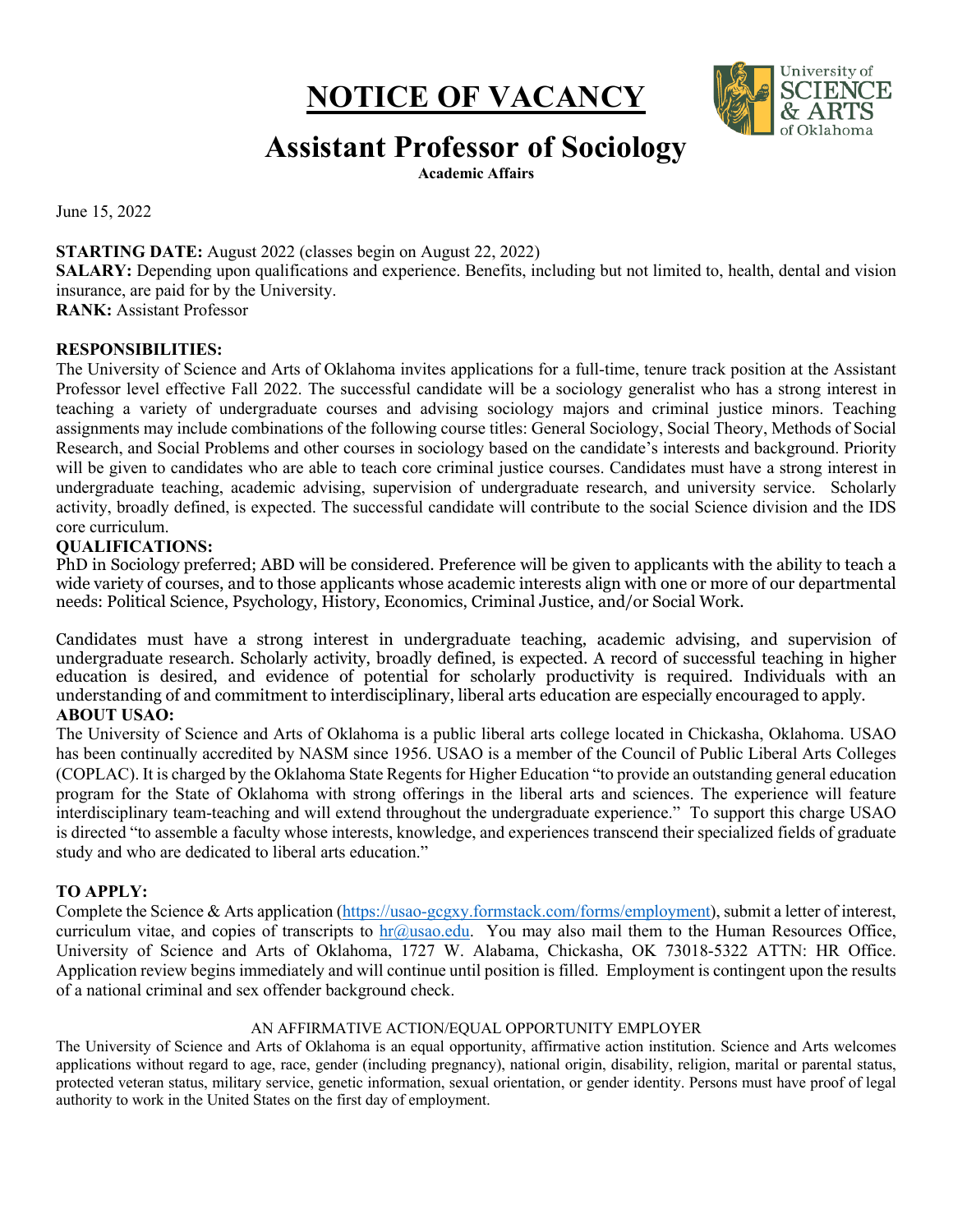# NOTICE OF VACANCY

## Assistant Professor of Sociology

**Academic Affairs**

June 15, 2022

**STARTING DATE:** August 2022 (classes begin on August 22, 2022)
**SALARY:** Depending upon qualifications and experience. Benefits, including but not limited to, health, dental and vision insurance, are paid for by the University.
**RANK:** Assistant Professor

**RESPONSIBILITIES:**
The University of Science and Arts of Oklahoma invites applications for a full-time, tenure track position at the Assistant Professor level effective Fall 2022. The successful candidate will be a sociology generalist who has a strong interest in teaching a variety of undergraduate courses and advising sociology majors and criminal justice minors. Teaching assignments may include combinations of the following course titles: General Sociology, Social Theory, Methods of Social Research, and Social Problems and other courses in sociology based on the candidate's interests and background. Priority will be given to candidates who are able to teach core criminal justice courses. Candidates must have a strong interest in undergraduate teaching, academic advising, supervision of undergraduate research, and university service. Scholarly activity, broadly defined, is expected. The successful candidate will contribute to the social Science division and the IDS core curriculum.

**QUALIFICATIONS:**
PhD in Sociology preferred; ABD will be considered. Preference will be given to applicants with the ability to teach a wide variety of courses, and to those applicants whose academic interests align with one or more of our departmental needs: Political Science, Psychology, History, Economics, Criminal Justice, and/or Social Work.

Candidates must have a strong interest in undergraduate teaching, academic advising, and supervision of undergraduate research. Scholarly activity, broadly defined, is expected. A record of successful teaching in higher education is desired, and evidence of potential for scholarly productivity is required. Individuals with an understanding of and commitment to interdisciplinary, liberal arts education are especially encouraged to apply.

**ABOUT USAO:**
The University of Science and Arts of Oklahoma is a public liberal arts college located in Chickasha, Oklahoma. USAO has been continually accredited by NASM since 1956. USAO is a member of the Council of Public Liberal Arts Colleges (COPLAC). It is charged by the Oklahoma State Regents for Higher Education "to provide an outstanding general education program for the State of Oklahoma with strong offerings in the liberal arts and sciences. The experience will feature interdisciplinary team-teaching and will extend throughout the undergraduate experience." To support this charge USAO is directed "to assemble a faculty whose interests, knowledge, and experiences transcend their specialized fields of graduate study and who are dedicated to liberal arts education."

**TO APPLY:**
Complete the Science & Arts application (https://usao-gcgxy.formstack.com/forms/employment), submit a letter of interest, curriculum vitae, and copies of transcripts to hr@usao.edu. You may also mail them to the Human Resources Office, University of Science and Arts of Oklahoma, 1727 W. Alabama, Chickasha, OK 73018-5322 ATTN: HR Office. Application review begins immediately and will continue until position is filled. Employment is contingent upon the results of a national criminal and sex offender background check.

AN AFFIRMATIVE ACTION/EQUAL OPPORTUNITY EMPLOYER

The University of Science and Arts of Oklahoma is an equal opportunity, affirmative action institution. Science and Arts welcomes applications without regard to age, race, gender (including pregnancy), national origin, disability, religion, marital or parental status, protected veteran status, military service, genetic information, sexual orientation, or gender identity. Persons must have proof of legal authority to work in the United States on the first day of employment.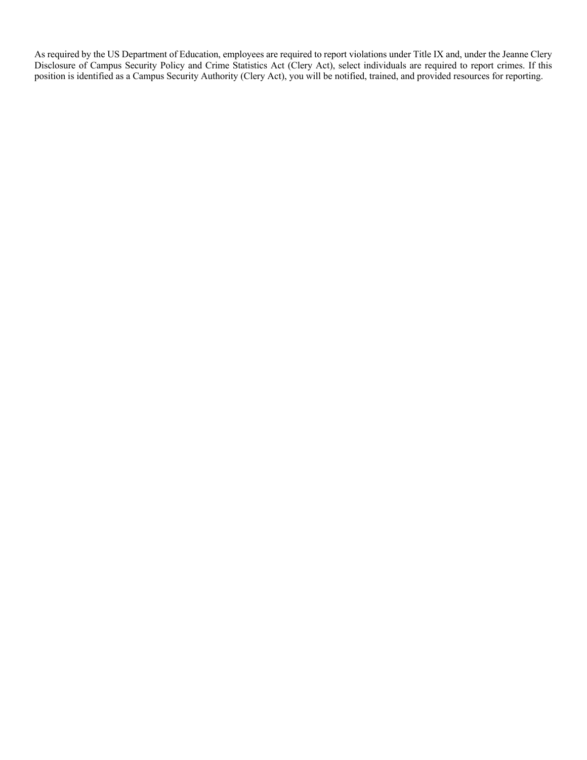As required by the US Department of Education, employees are required to report violations under Title IX and, under the Jeanne Clery Disclosure of Campus Security Policy and Crime Statistics Act (Clery Act), select individuals are required to report crimes. If this position is identified as a Campus Security Authority (Clery Act), you will be notified, trained, and provided resources for reporting.